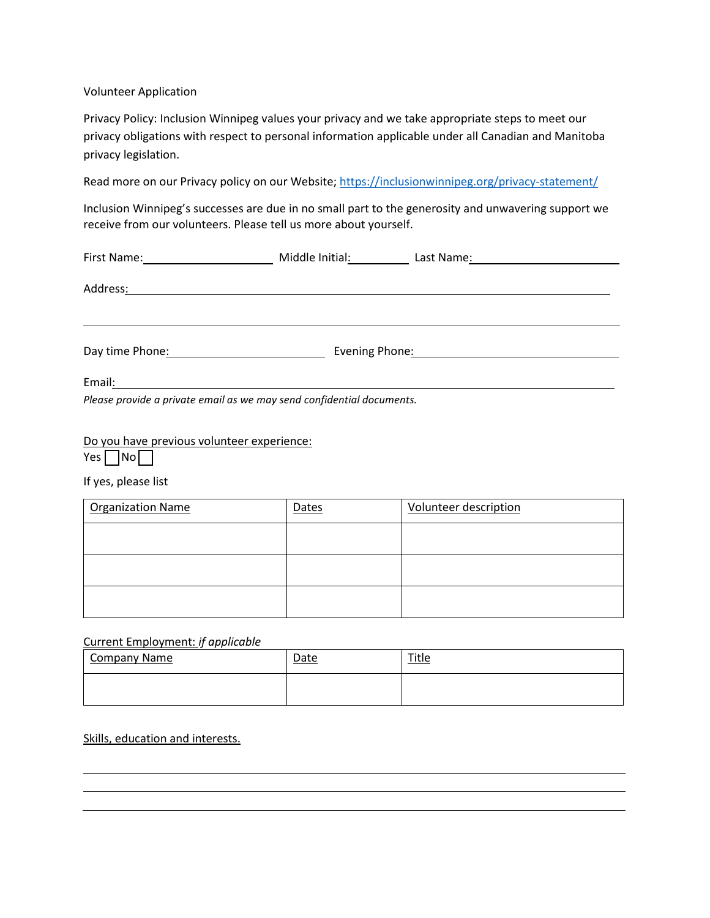Volunteer Application

Privacy Policy: Inclusion Winnipeg values your privacy and we take appropriate steps to meet our privacy obligations with respect to personal information applicable under all Canadian and Manitoba privacy legislation.

Read more on our Privacy policy on our Website; https://inclusionwinnipeg.org/privacy-statement/

Inclusion Winnipeg's successes are due in no small part to the generosity and unwavering support we receive from our volunteers. Please tell us more about yourself.

First Name: ____________________ Middle Initial: __________ Last Name: ____________________

Address: ____________________________________________________________

____________________________________________________________

Day time Phone: ____________________ Evening Phone: ____________________

Email: ____________________________________________________________

*Please provide a private email as we may send confidential documents.*

Do you have previous volunteer experience:

Yes ☐ No ☐

If yes, please list

| Organization Name | Dates | Volunteer description |
|---|---|---|
| | | |
| | | |
| | | |

Current Employment: *if applicable*

| Company Name | Date | Title |
|---|---|---|
| | | |

Skills, education and interests.

____________________________________________________________

____________________________________________________________

____________________________________________________________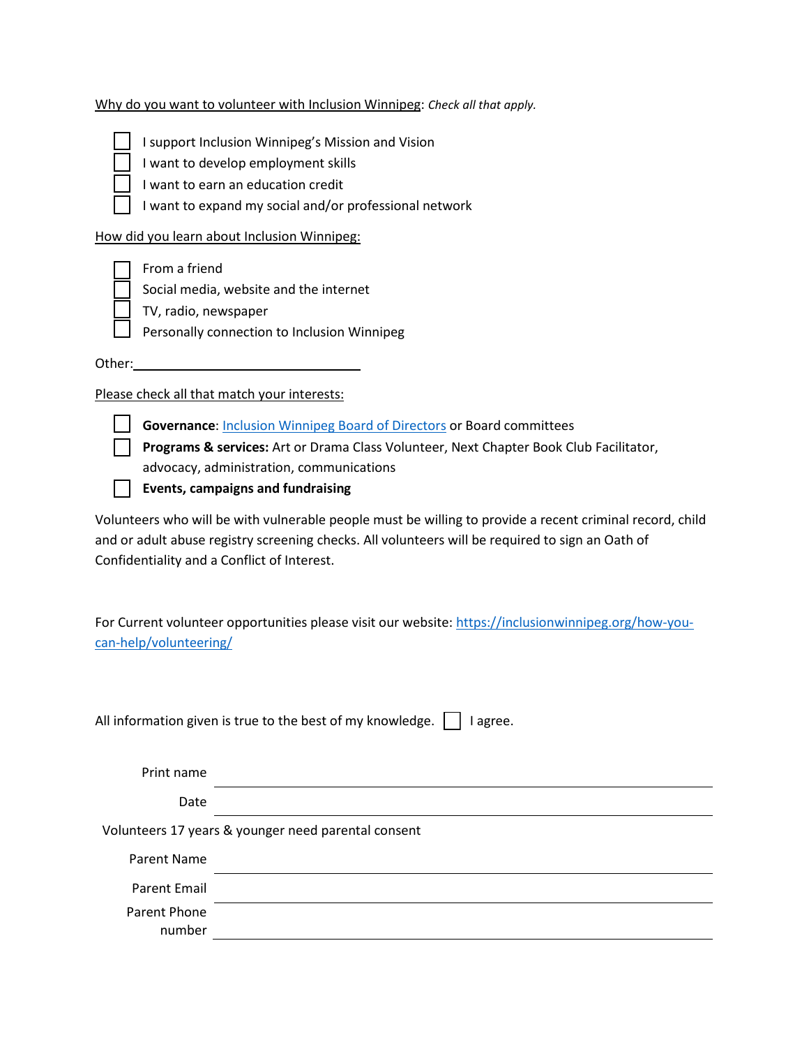Why do you want to volunteer with Inclusion Winnipeg: *Check all that apply.*

- [ ] I support Inclusion Winnipeg's Mission and Vision
- [ ] I want to develop employment skills
- [ ] I want to earn an education credit
- [ ] I want to expand my social and/or professional network

How did you learn about Inclusion Winnipeg:

- [ ] From a friend
- [ ] Social media, website and the internet
- [ ] TV, radio, newspaper
- [ ] Personally connection to Inclusion Winnipeg

Other:\_\_\_\_\_\_\_\_\_\_\_\_\_\_\_\_\_\_\_\_\_\_\_\_\_\_\_\_\_\_

Please check all that match your interests:

- [ ] **Governance**: [Inclusion Winnipeg Board of Directors]() or Board committees
- [ ] **Programs & services:** Art or Drama Class Volunteer, Next Chapter Book Club Facilitator, advocacy, administration, communications
- [ ] **Events, campaigns and fundraising**

Volunteers who will be with vulnerable people must be willing to provide a recent criminal record, child and or adult abuse registry screening checks. All volunteers will be required to sign an Oath of Confidentiality and a Conflict of Interest.

For Current volunteer opportunities please visit our website: [https://inclusionwinnipeg.org/how-you-can-help/volunteering/](https://inclusionwinnipeg.org/how-you-can-help/volunteering/)

All information given is true to the best of my knowledge. ☐ I agree.

Print name \_\_\_\_\_\_\_\_\_\_\_\_\_\_\_\_\_\_\_\_\_\_\_\_\_\_\_\_\_\_

Date \_\_\_\_\_\_\_\_\_\_\_\_\_\_\_\_\_\_\_\_\_\_\_\_\_\_\_\_\_\_

Volunteers 17 years & younger need parental consent

Parent Name \_\_\_\_\_\_\_\_\_\_\_\_\_\_\_\_\_\_\_\_\_\_\_\_\_\_\_\_\_\_

Parent Email \_\_\_\_\_\_\_\_\_\_\_\_\_\_\_\_\_\_\_\_\_\_\_\_\_\_\_\_\_\_

Parent Phone number \_\_\_\_\_\_\_\_\_\_\_\_\_\_\_\_\_\_\_\_\_\_\_\_\_\_\_\_\_\_